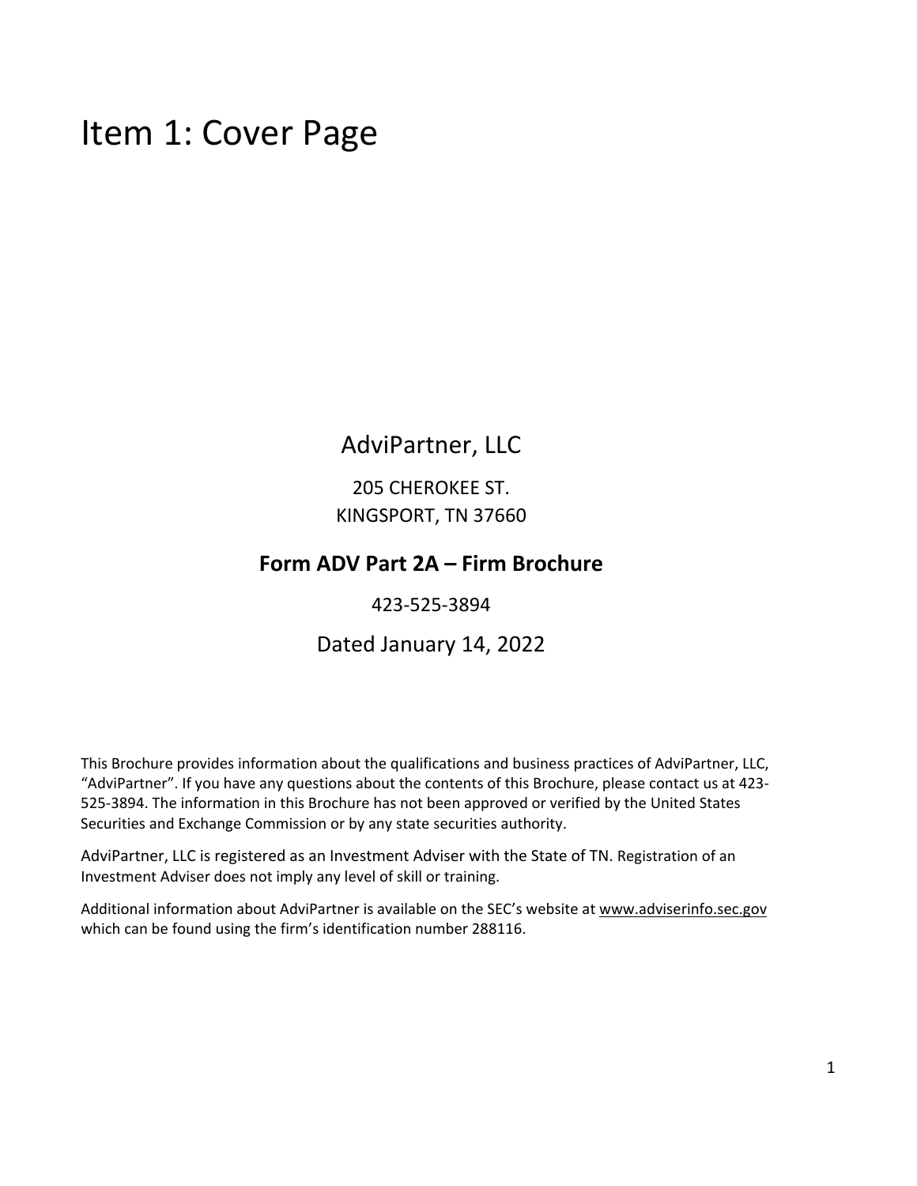# Item 1: Cover Page

AdviPartner, LLC

205 CHEROKEE ST.
KINGSPORT, TN 37660

**Form ADV Part 2A – Firm Brochure**

423-525-3894

Dated January 14, 2022

This Brochure provides information about the qualifications and business practices of AdviPartner, LLC, "AdviPartner". If you have any questions about the contents of this Brochure, please contact us at 423-525-3894. The information in this Brochure has not been approved or verified by the United States Securities and Exchange Commission or by any state securities authority.

AdviPartner, LLC is registered as an Investment Adviser with the State of TN. Registration of an Investment Adviser does not imply any level of skill or training.

Additional information about AdviPartner is available on the SEC's website at www.adviserinfo.sec.gov which can be found using the firm's identification number 288116.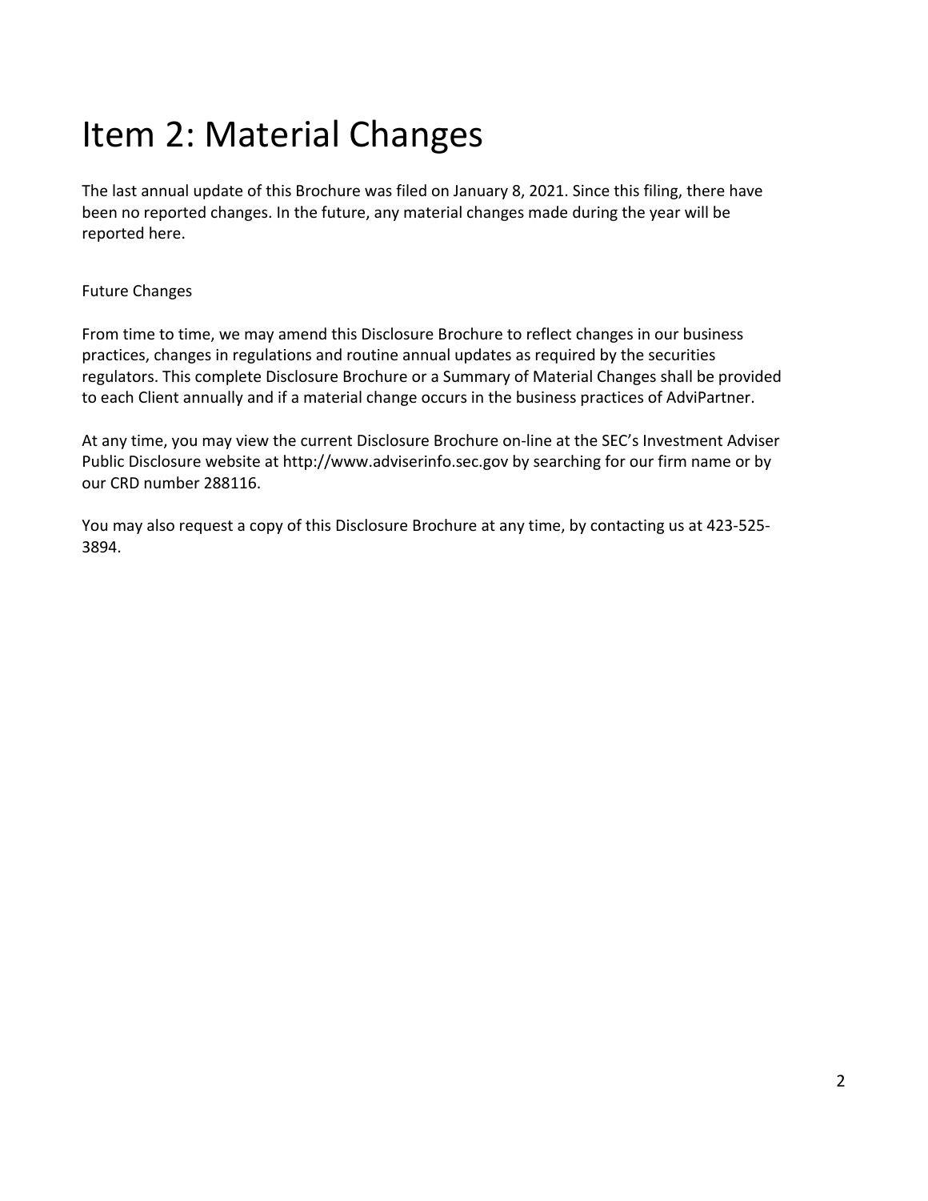# Item 2: Material Changes

The last annual update of this Brochure was filed on January 8, 2021. Since this filing, there have been no reported changes. In the future, any material changes made during the year will be reported here.

Future Changes

From time to time, we may amend this Disclosure Brochure to reflect changes in our business practices, changes in regulations and routine annual updates as required by the securities regulators. This complete Disclosure Brochure or a Summary of Material Changes shall be provided to each Client annually and if a material change occurs in the business practices of AdviPartner.

At any time, you may view the current Disclosure Brochure on-line at the SEC's Investment Adviser Public Disclosure website at http://www.adviserinfo.sec.gov by searching for our firm name or by our CRD number 288116.

You may also request a copy of this Disclosure Brochure at any time, by contacting us at 423-525-3894.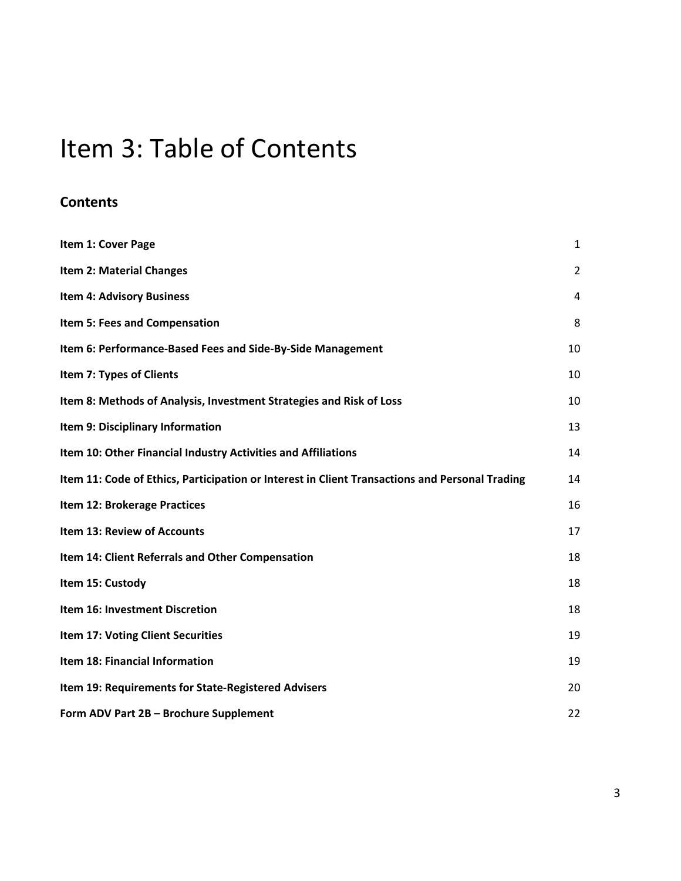# Item 3: Table of Contents

## Contents

| | |
|---|---|
| **Item 1: Cover Page** | 1 |
| **Item 2: Material Changes** | 2 |
| **Item 4: Advisory Business** | 4 |
| **Item 5: Fees and Compensation** | 8 |
| **Item 6: Performance-Based Fees and Side-By-Side Management** | 10 |
| **Item 7: Types of Clients** | 10 |
| **Item 8: Methods of Analysis, Investment Strategies and Risk of Loss** | 10 |
| **Item 9: Disciplinary Information** | 13 |
| **Item 10: Other Financial Industry Activities and Affiliations** | 14 |
| **Item 11: Code of Ethics, Participation or Interest in Client Transactions and Personal Trading** | 14 |
| **Item 12: Brokerage Practices** | 16 |
| **Item 13: Review of Accounts** | 17 |
| **Item 14: Client Referrals and Other Compensation** | 18 |
| **Item 15: Custody** | 18 |
| **Item 16: Investment Discretion** | 18 |
| **Item 17: Voting Client Securities** | 19 |
| **Item 18: Financial Information** | 19 |
| **Item 19: Requirements for State-Registered Advisers** | 20 |
| **Form ADV Part 2B – Brochure Supplement** | 22 |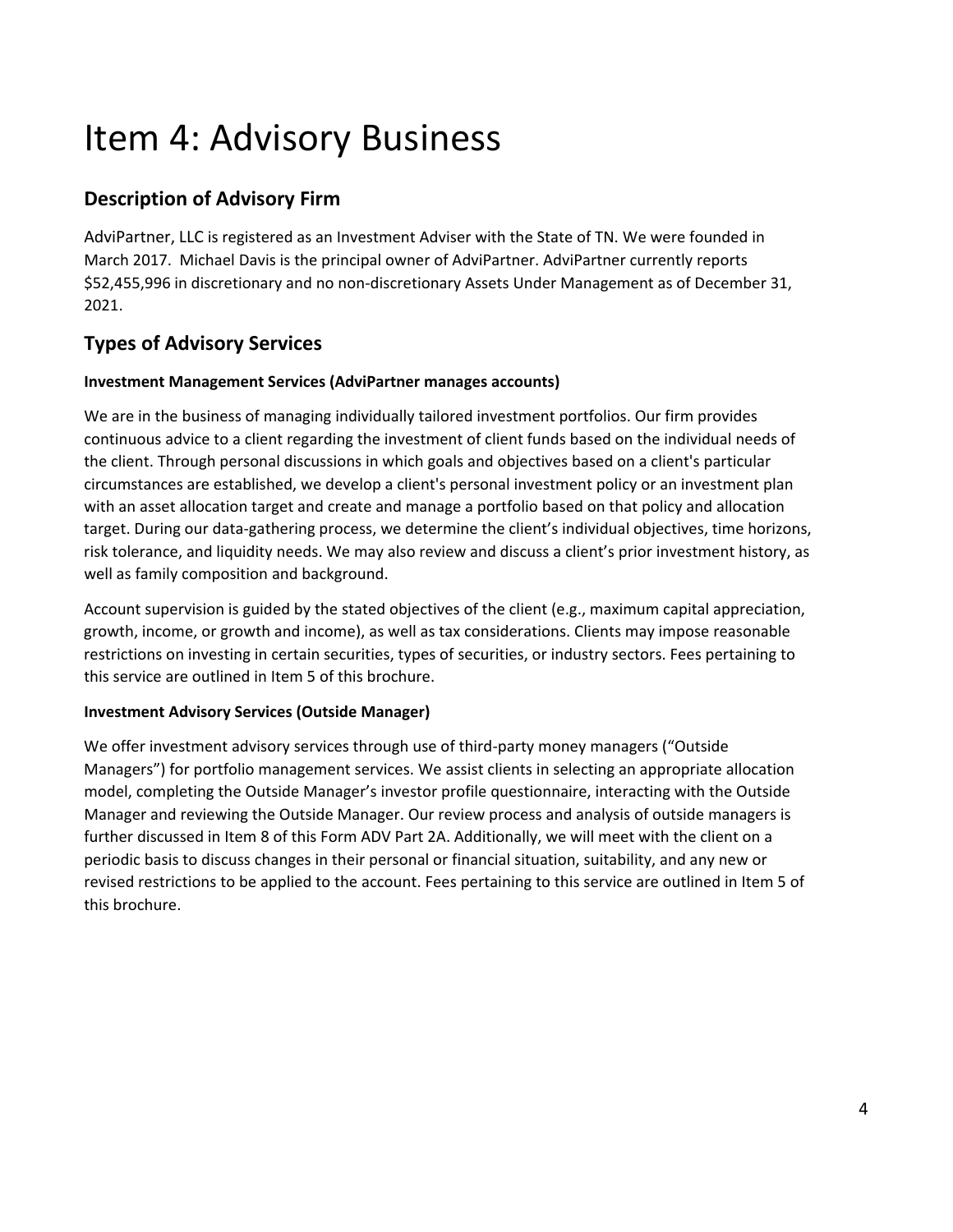# Item 4: Advisory Business

## Description of Advisory Firm

AdviPartner, LLC is registered as an Investment Adviser with the State of TN. We were founded in March 2017. Michael Davis is the principal owner of AdviPartner. AdviPartner currently reports $52,455,996 in discretionary and no non-discretionary Assets Under Management as of December 31, 2021.

## Types of Advisory Services

**Investment Management Services (AdviPartner manages accounts)**

We are in the business of managing individually tailored investment portfolios. Our firm provides continuous advice to a client regarding the investment of client funds based on the individual needs of the client. Through personal discussions in which goals and objectives based on a client's particular circumstances are established, we develop a client's personal investment policy or an investment plan with an asset allocation target and create and manage a portfolio based on that policy and allocation target. During our data-gathering process, we determine the client's individual objectives, time horizons, risk tolerance, and liquidity needs. We may also review and discuss a client's prior investment history, as well as family composition and background.

Account supervision is guided by the stated objectives of the client (e.g., maximum capital appreciation, growth, income, or growth and income), as well as tax considerations. Clients may impose reasonable restrictions on investing in certain securities, types of securities, or industry sectors. Fees pertaining to this service are outlined in Item 5 of this brochure.

**Investment Advisory Services (Outside Manager)**

We offer investment advisory services through use of third-party money managers ("Outside Managers") for portfolio management services. We assist clients in selecting an appropriate allocation model, completing the Outside Manager's investor profile questionnaire, interacting with the Outside Manager and reviewing the Outside Manager. Our review process and analysis of outside managers is further discussed in Item 8 of this Form ADV Part 2A. Additionally, we will meet with the client on a periodic basis to discuss changes in their personal or financial situation, suitability, and any new or revised restrictions to be applied to the account. Fees pertaining to this service are outlined in Item 5 of this brochure.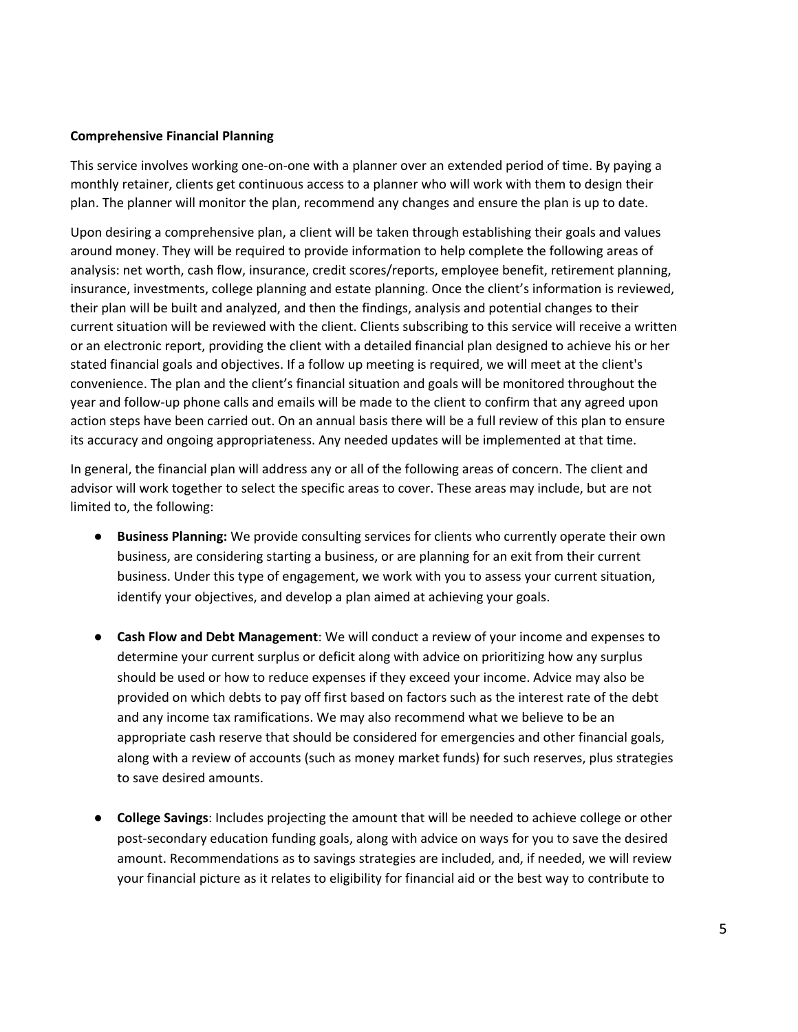**Comprehensive Financial Planning**

This service involves working one-on-one with a planner over an extended period of time. By paying a monthly retainer, clients get continuous access to a planner who will work with them to design their plan. The planner will monitor the plan, recommend any changes and ensure the plan is up to date.

Upon desiring a comprehensive plan, a client will be taken through establishing their goals and values around money. They will be required to provide information to help complete the following areas of analysis: net worth, cash flow, insurance, credit scores/reports, employee benefit, retirement planning, insurance, investments, college planning and estate planning. Once the client's information is reviewed, their plan will be built and analyzed, and then the findings, analysis and potential changes to their current situation will be reviewed with the client. Clients subscribing to this service will receive a written or an electronic report, providing the client with a detailed financial plan designed to achieve his or her stated financial goals and objectives. If a follow up meeting is required, we will meet at the client's convenience. The plan and the client's financial situation and goals will be monitored throughout the year and follow-up phone calls and emails will be made to the client to confirm that any agreed upon action steps have been carried out. On an annual basis there will be a full review of this plan to ensure its accuracy and ongoing appropriateness. Any needed updates will be implemented at that time.

In general, the financial plan will address any or all of the following areas of concern. The client and advisor will work together to select the specific areas to cover. These areas may include, but are not limited to, the following:

- **Business Planning:** We provide consulting services for clients who currently operate their own business, are considering starting a business, or are planning for an exit from their current business. Under this type of engagement, we work with you to assess your current situation, identify your objectives, and develop a plan aimed at achieving your goals.

- **Cash Flow and Debt Management**: We will conduct a review of your income and expenses to determine your current surplus or deficit along with advice on prioritizing how any surplus should be used or how to reduce expenses if they exceed your income. Advice may also be provided on which debts to pay off first based on factors such as the interest rate of the debt and any income tax ramifications. We may also recommend what we believe to be an appropriate cash reserve that should be considered for emergencies and other financial goals, along with a review of accounts (such as money market funds) for such reserves, plus strategies to save desired amounts.

- **College Savings**: Includes projecting the amount that will be needed to achieve college or other post-secondary education funding goals, along with advice on ways for you to save the desired amount. Recommendations as to savings strategies are included, and, if needed, we will review your financial picture as it relates to eligibility for financial aid or the best way to contribute to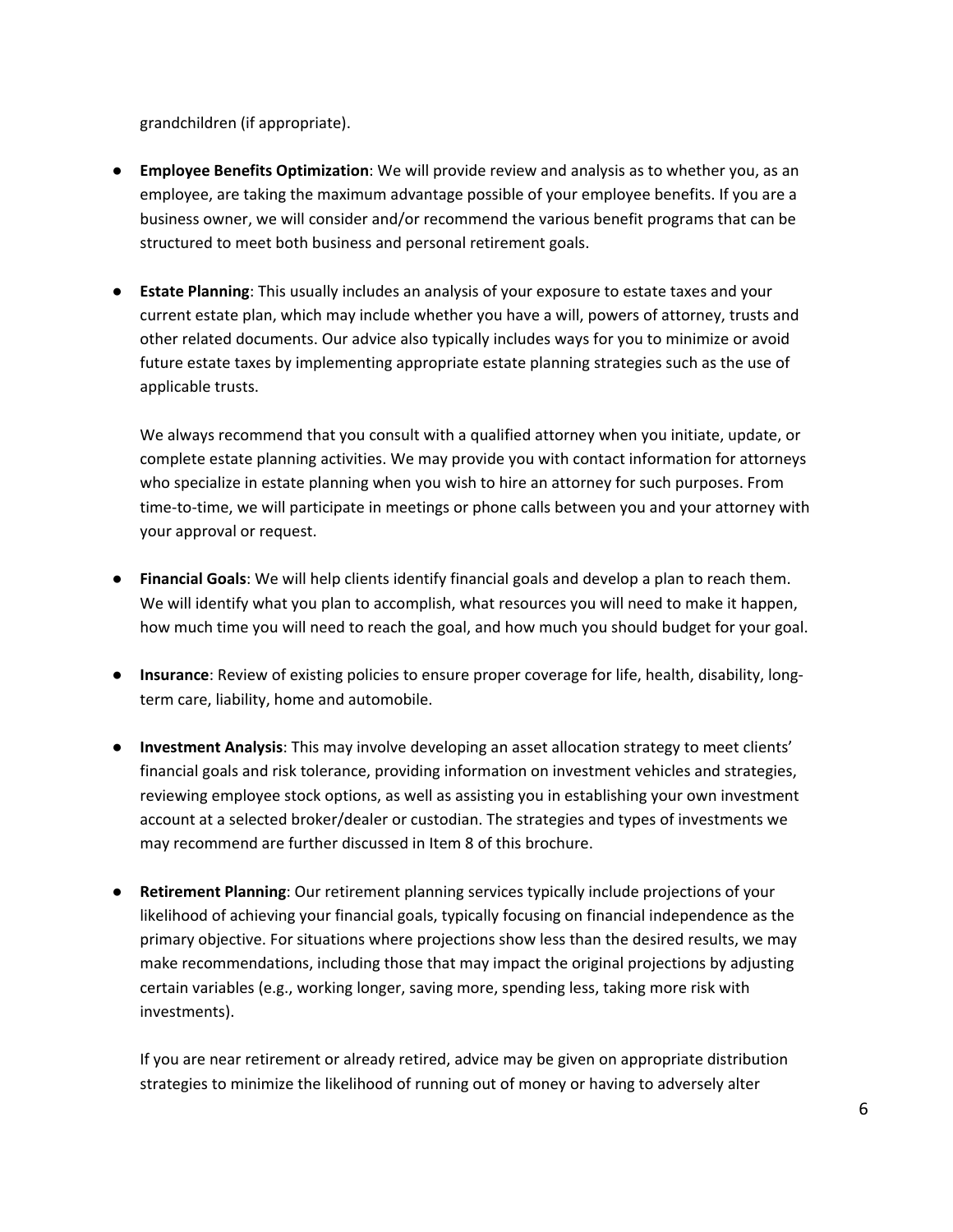grandchildren (if appropriate).

- **Employee Benefits Optimization**: We will provide review and analysis as to whether you, as an employee, are taking the maximum advantage possible of your employee benefits. If you are a business owner, we will consider and/or recommend the various benefit programs that can be structured to meet both business and personal retirement goals.

- **Estate Planning**: This usually includes an analysis of your exposure to estate taxes and your current estate plan, which may include whether you have a will, powers of attorney, trusts and other related documents. Our advice also typically includes ways for you to minimize or avoid future estate taxes by implementing appropriate estate planning strategies such as the use of applicable trusts.

  We always recommend that you consult with a qualified attorney when you initiate, update, or complete estate planning activities. We may provide you with contact information for attorneys who specialize in estate planning when you wish to hire an attorney for such purposes. From time-to-time, we will participate in meetings or phone calls between you and your attorney with your approval or request.

- **Financial Goals**: We will help clients identify financial goals and develop a plan to reach them. We will identify what you plan to accomplish, what resources you will need to make it happen, how much time you will need to reach the goal, and how much you should budget for your goal.

- **Insurance**: Review of existing policies to ensure proper coverage for life, health, disability, long-term care, liability, home and automobile.

- **Investment Analysis**: This may involve developing an asset allocation strategy to meet clients' financial goals and risk tolerance, providing information on investment vehicles and strategies, reviewing employee stock options, as well as assisting you in establishing your own investment account at a selected broker/dealer or custodian. The strategies and types of investments we may recommend are further discussed in Item 8 of this brochure.

- **Retirement Planning**: Our retirement planning services typically include projections of your likelihood of achieving your financial goals, typically focusing on financial independence as the primary objective. For situations where projections show less than the desired results, we may make recommendations, including those that may impact the original projections by adjusting certain variables (e.g., working longer, saving more, spending less, taking more risk with investments).

  If you are near retirement or already retired, advice may be given on appropriate distribution strategies to minimize the likelihood of running out of money or having to adversely alter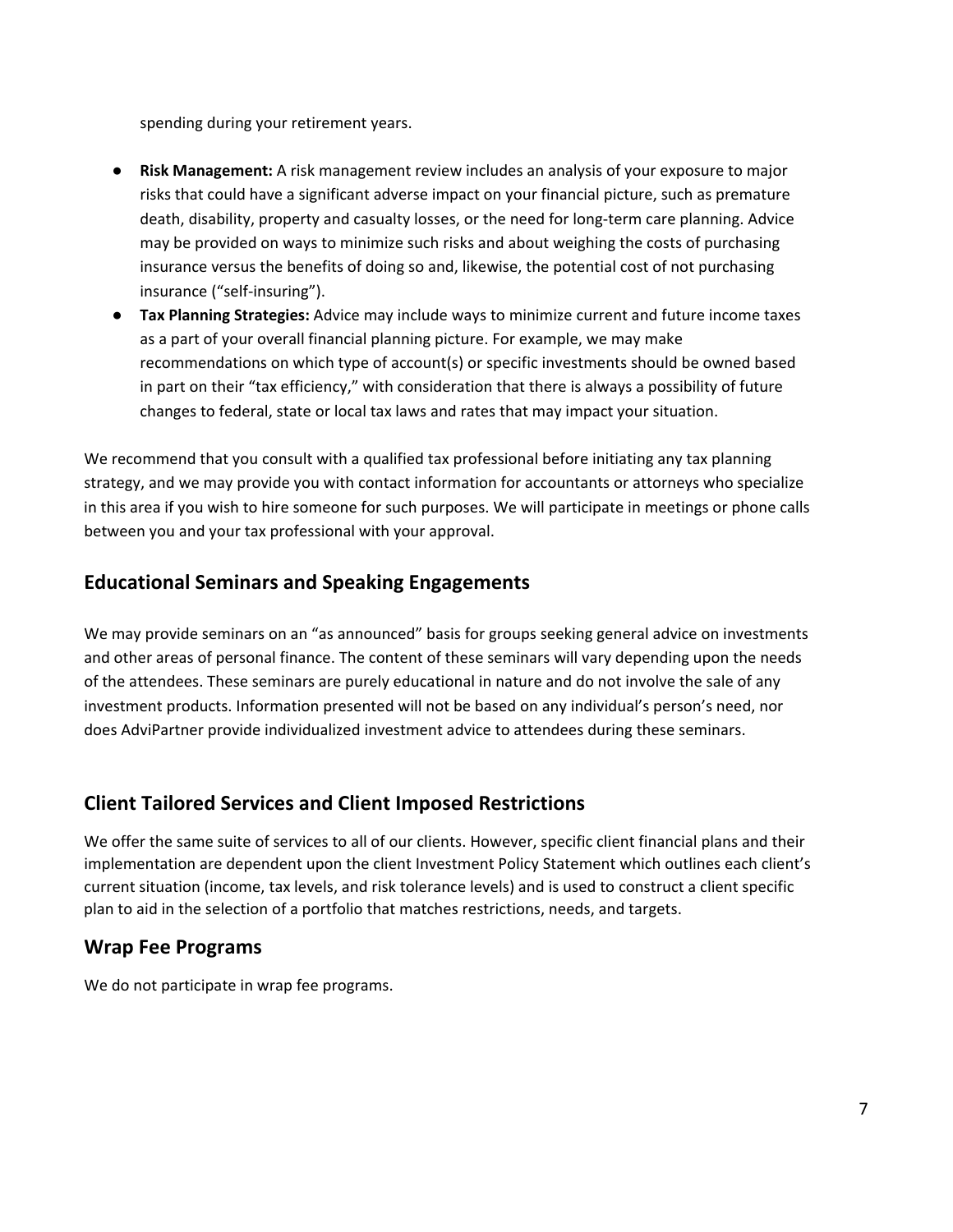spending during your retirement years.

- **Risk Management:** A risk management review includes an analysis of your exposure to major risks that could have a significant adverse impact on your financial picture, such as premature death, disability, property and casualty losses, or the need for long-term care planning. Advice may be provided on ways to minimize such risks and about weighing the costs of purchasing insurance versus the benefits of doing so and, likewise, the potential cost of not purchasing insurance ("self-insuring").
- **Tax Planning Strategies:** Advice may include ways to minimize current and future income taxes as a part of your overall financial planning picture. For example, we may make recommendations on which type of account(s) or specific investments should be owned based in part on their "tax efficiency," with consideration that there is always a possibility of future changes to federal, state or local tax laws and rates that may impact your situation.

We recommend that you consult with a qualified tax professional before initiating any tax planning strategy, and we may provide you with contact information for accountants or attorneys who specialize in this area if you wish to hire someone for such purposes. We will participate in meetings or phone calls between you and your tax professional with your approval.

## Educational Seminars and Speaking Engagements

We may provide seminars on an "as announced" basis for groups seeking general advice on investments and other areas of personal finance. The content of these seminars will vary depending upon the needs of the attendees. These seminars are purely educational in nature and do not involve the sale of any investment products. Information presented will not be based on any individual's person's need, nor does AdviPartner provide individualized investment advice to attendees during these seminars.

## Client Tailored Services and Client Imposed Restrictions

We offer the same suite of services to all of our clients. However, specific client financial plans and their implementation are dependent upon the client Investment Policy Statement which outlines each client's current situation (income, tax levels, and risk tolerance levels) and is used to construct a client specific plan to aid in the selection of a portfolio that matches restrictions, needs, and targets.

## Wrap Fee Programs

We do not participate in wrap fee programs.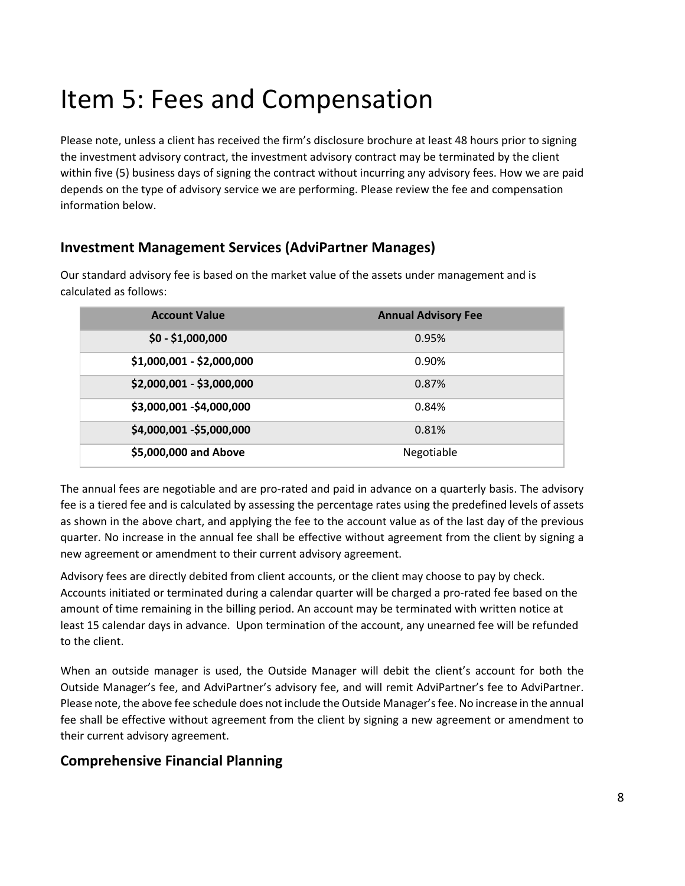# Item 5: Fees and Compensation

Please note, unless a client has received the firm's disclosure brochure at least 48 hours prior to signing the investment advisory contract, the investment advisory contract may be terminated by the client within five (5) business days of signing the contract without incurring any advisory fees. How we are paid depends on the type of advisory service we are performing. Please review the fee and compensation information below.

## Investment Management Services (AdviPartner Manages)

Our standard advisory fee is based on the market value of the assets under management and is calculated as follows:

| Account Value | Annual Advisory Fee |
|---|---|
| **$0 - $1,000,000** | 0.95% |
| **$1,000,001 - $2,000,000** | 0.90% |
| **$2,000,001 - $3,000,000** | 0.87% |
| **$3,000,001 -$4,000,000** | 0.84% |
| **$4,000,001 -$5,000,000** | 0.81% |
| **$5,000,000 and Above** | Negotiable |

The annual fees are negotiable and are pro-rated and paid in advance on a quarterly basis. The advisory fee is a tiered fee and is calculated by assessing the percentage rates using the predefined levels of assets as shown in the above chart, and applying the fee to the account value as of the last day of the previous quarter. No increase in the annual fee shall be effective without agreement from the client by signing a new agreement or amendment to their current advisory agreement.

Advisory fees are directly debited from client accounts, or the client may choose to pay by check. Accounts initiated or terminated during a calendar quarter will be charged a pro-rated fee based on the amount of time remaining in the billing period. An account may be terminated with written notice at least 15 calendar days in advance. Upon termination of the account, any unearned fee will be refunded to the client.

When an outside manager is used, the Outside Manager will debit the client's account for both the Outside Manager's fee, and AdviPartner's advisory fee, and will remit AdviPartner's fee to AdviPartner. Please note, the above fee schedule does not include the Outside Manager's fee. No increase in the annual fee shall be effective without agreement from the client by signing a new agreement or amendment to their current advisory agreement.

## Comprehensive Financial Planning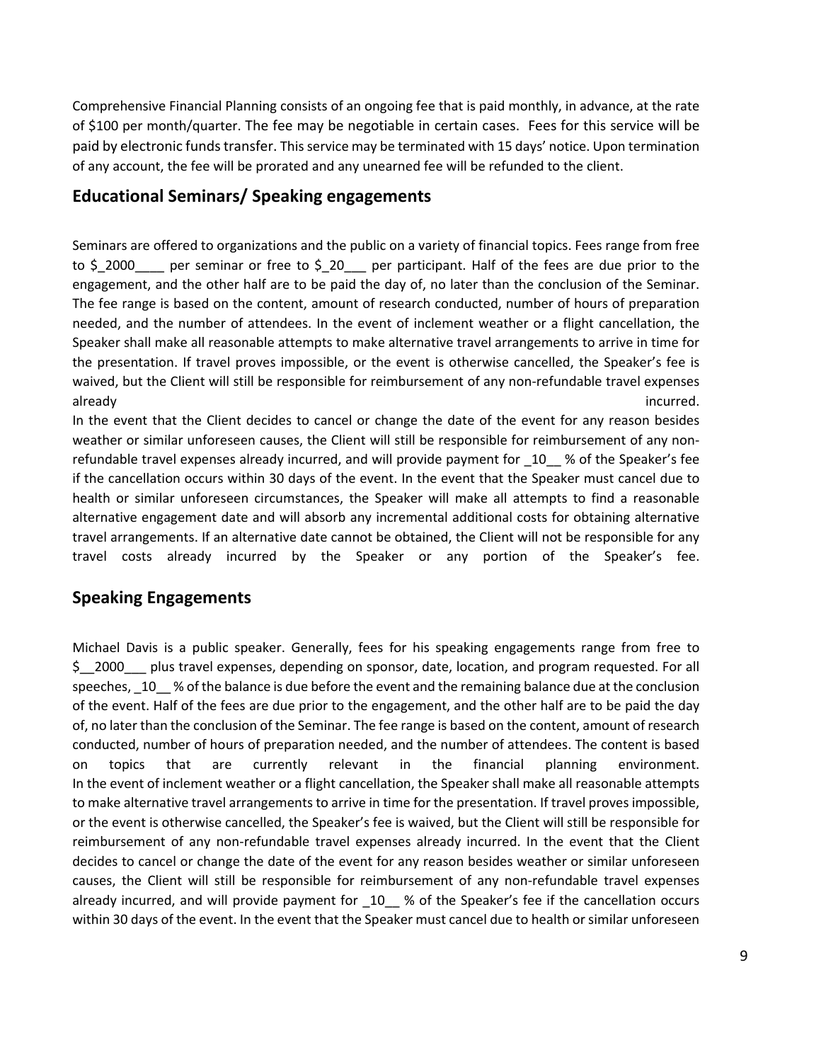Comprehensive Financial Planning consists of an ongoing fee that is paid monthly, in advance, at the rate of $100 per month/quarter. The fee may be negotiable in certain cases. Fees for this service will be paid by electronic funds transfer. This service may be terminated with 15 days' notice. Upon termination of any account, the fee will be prorated and any unearned fee will be refunded to the client.

## Educational Seminars/ Speaking engagements

Seminars are offered to organizations and the public on a variety of financial topics. Fees range from free to $_2000____ per seminar or free to $_20___ per participant. Half of the fees are due prior to the engagement, and the other half are to be paid the day of, no later than the conclusion of the Seminar. The fee range is based on the content, amount of research conducted, number of hours of preparation needed, and the number of attendees. In the event of inclement weather or a flight cancellation, the Speaker shall make all reasonable attempts to make alternative travel arrangements to arrive in time for the presentation. If travel proves impossible, or the event is otherwise cancelled, the Speaker's fee is waived, but the Client will still be responsible for reimbursement of any non-refundable travel expenses already incurred.

In the event that the Client decides to cancel or change the date of the event for any reason besides weather or similar unforeseen causes, the Client will still be responsible for reimbursement of any non-refundable travel expenses already incurred, and will provide payment for _10__ % of the Speaker's fee if the cancellation occurs within 30 days of the event. In the event that the Speaker must cancel due to health or similar unforeseen circumstances, the Speaker will make all attempts to find a reasonable alternative engagement date and will absorb any incremental additional costs for obtaining alternative travel arrangements. If an alternative date cannot be obtained, the Client will not be responsible for any travel costs already incurred by the Speaker or any portion of the Speaker's fee.

## Speaking Engagements

Michael Davis is a public speaker. Generally, fees for his speaking engagements range from free to $__2000___ plus travel expenses, depending on sponsor, date, location, and program requested. For all speeches, _10__ % of the balance is due before the event and the remaining balance due at the conclusion of the event. Half of the fees are due prior to the engagement, and the other half are to be paid the day of, no later than the conclusion of the Seminar. The fee range is based on the content, amount of research conducted, number of hours of preparation needed, and the number of attendees. The content is based on topics that are currently relevant in the financial planning environment.

In the event of inclement weather or a flight cancellation, the Speaker shall make all reasonable attempts to make alternative travel arrangements to arrive in time for the presentation. If travel proves impossible, or the event is otherwise cancelled, the Speaker's fee is waived, but the Client will still be responsible for reimbursement of any non-refundable travel expenses already incurred. In the event that the Client decides to cancel or change the date of the event for any reason besides weather or similar unforeseen causes, the Client will still be responsible for reimbursement of any non-refundable travel expenses already incurred, and will provide payment for _10__ % of the Speaker's fee if the cancellation occurs within 30 days of the event. In the event that the Speaker must cancel due to health or similar unforeseen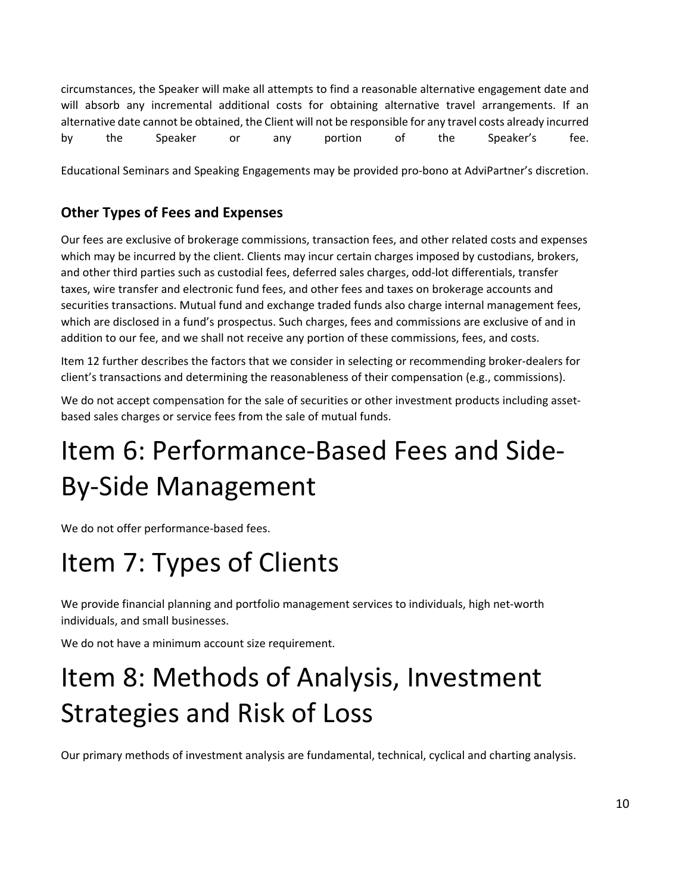circumstances, the Speaker will make all attempts to find a reasonable alternative engagement date and will absorb any incremental additional costs for obtaining alternative travel arrangements. If an alternative date cannot be obtained, the Client will not be responsible for any travel costs already incurred by the Speaker or any portion of the Speaker's fee.

Educational Seminars and Speaking Engagements may be provided pro-bono at AdviPartner's discretion.

### Other Types of Fees and Expenses

Our fees are exclusive of brokerage commissions, transaction fees, and other related costs and expenses which may be incurred by the client. Clients may incur certain charges imposed by custodians, brokers, and other third parties such as custodial fees, deferred sales charges, odd-lot differentials, transfer taxes, wire transfer and electronic fund fees, and other fees and taxes on brokerage accounts and securities transactions. Mutual fund and exchange traded funds also charge internal management fees, which are disclosed in a fund's prospectus. Such charges, fees and commissions are exclusive of and in addition to our fee, and we shall not receive any portion of these commissions, fees, and costs.

Item 12 further describes the factors that we consider in selecting or recommending broker-dealers for client's transactions and determining the reasonableness of their compensation (e.g., commissions).

We do not accept compensation for the sale of securities or other investment products including asset-based sales charges or service fees from the sale of mutual funds.

# Item 6: Performance-Based Fees and Side-By-Side Management

We do not offer performance-based fees.

# Item 7: Types of Clients

We provide financial planning and portfolio management services to individuals, high net-worth individuals, and small businesses.

We do not have a minimum account size requirement.

# Item 8: Methods of Analysis, Investment Strategies and Risk of Loss

Our primary methods of investment analysis are fundamental, technical, cyclical and charting analysis.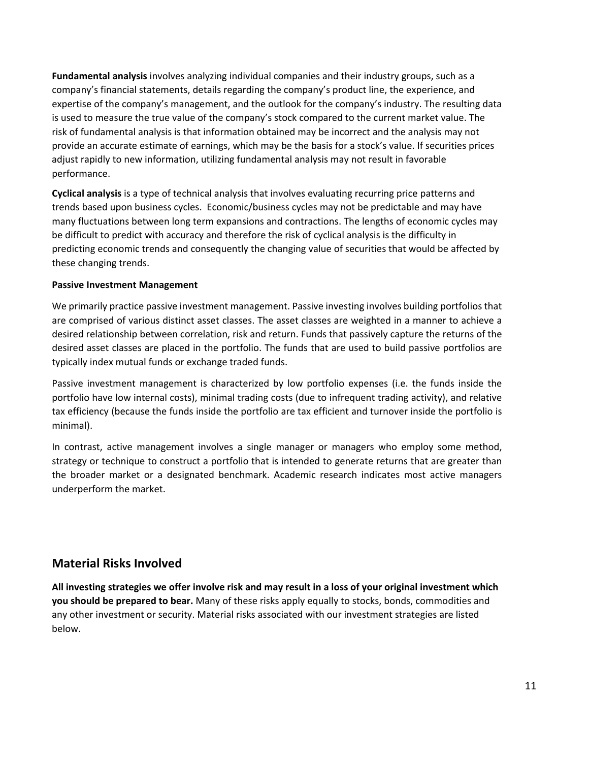**Fundamental analysis** involves analyzing individual companies and their industry groups, such as a company's financial statements, details regarding the company's product line, the experience, and expertise of the company's management, and the outlook for the company's industry. The resulting data is used to measure the true value of the company's stock compared to the current market value. The risk of fundamental analysis is that information obtained may be incorrect and the analysis may not provide an accurate estimate of earnings, which may be the basis for a stock's value. If securities prices adjust rapidly to new information, utilizing fundamental analysis may not result in favorable performance.

**Cyclical analysis** is a type of technical analysis that involves evaluating recurring price patterns and trends based upon business cycles. Economic/business cycles may not be predictable and may have many fluctuations between long term expansions and contractions. The lengths of economic cycles may be difficult to predict with accuracy and therefore the risk of cyclical analysis is the difficulty in predicting economic trends and consequently the changing value of securities that would be affected by these changing trends.

**Passive Investment Management**

We primarily practice passive investment management. Passive investing involves building portfolios that are comprised of various distinct asset classes. The asset classes are weighted in a manner to achieve a desired relationship between correlation, risk and return. Funds that passively capture the returns of the desired asset classes are placed in the portfolio. The funds that are used to build passive portfolios are typically index mutual funds or exchange traded funds.

Passive investment management is characterized by low portfolio expenses (i.e. the funds inside the portfolio have low internal costs), minimal trading costs (due to infrequent trading activity), and relative tax efficiency (because the funds inside the portfolio are tax efficient and turnover inside the portfolio is minimal).

In contrast, active management involves a single manager or managers who employ some method, strategy or technique to construct a portfolio that is intended to generate returns that are greater than the broader market or a designated benchmark. Academic research indicates most active managers underperform the market.

## Material Risks Involved

**All investing strategies we offer involve risk and may result in a loss of your original investment which you should be prepared to bear.** Many of these risks apply equally to stocks, bonds, commodities and any other investment or security. Material risks associated with our investment strategies are listed below.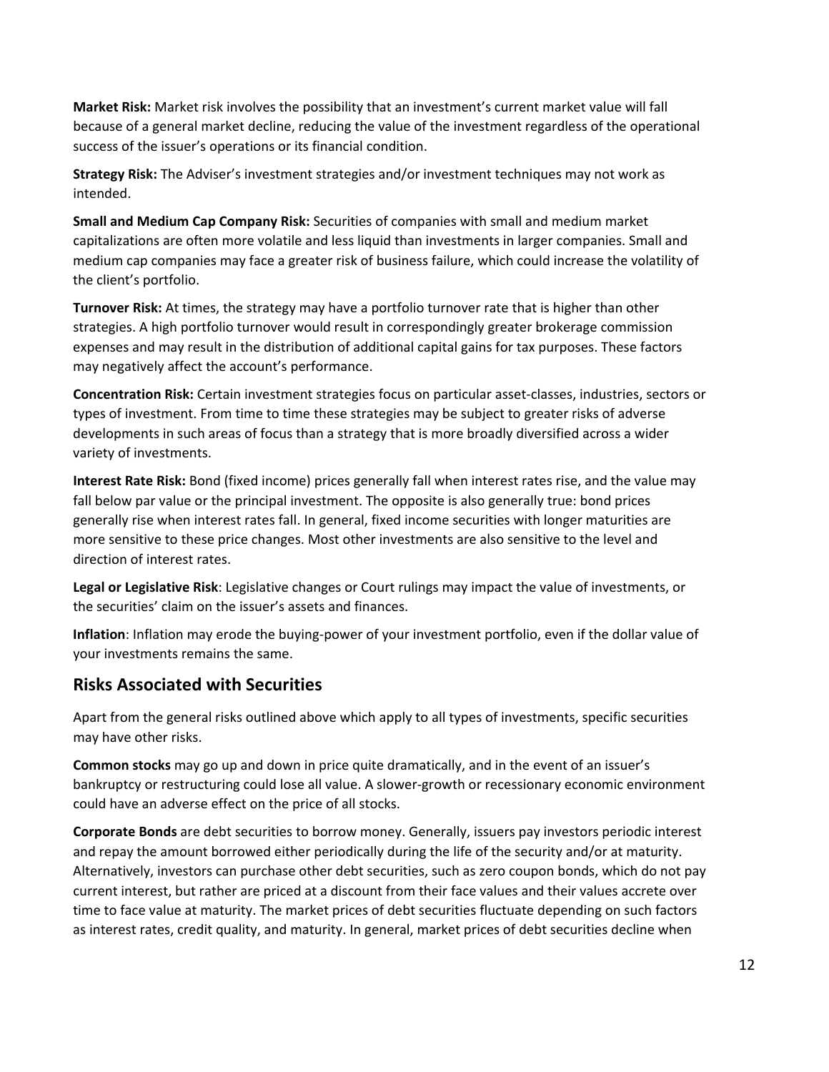**Market Risk:** Market risk involves the possibility that an investment's current market value will fall because of a general market decline, reducing the value of the investment regardless of the operational success of the issuer's operations or its financial condition.

**Strategy Risk:** The Adviser's investment strategies and/or investment techniques may not work as intended.

**Small and Medium Cap Company Risk:** Securities of companies with small and medium market capitalizations are often more volatile and less liquid than investments in larger companies. Small and medium cap companies may face a greater risk of business failure, which could increase the volatility of the client's portfolio.

**Turnover Risk:** At times, the strategy may have a portfolio turnover rate that is higher than other strategies. A high portfolio turnover would result in correspondingly greater brokerage commission expenses and may result in the distribution of additional capital gains for tax purposes. These factors may negatively affect the account's performance.

**Concentration Risk:** Certain investment strategies focus on particular asset-classes, industries, sectors or types of investment. From time to time these strategies may be subject to greater risks of adverse developments in such areas of focus than a strategy that is more broadly diversified across a wider variety of investments.

**Interest Rate Risk:** Bond (fixed income) prices generally fall when interest rates rise, and the value may fall below par value or the principal investment. The opposite is also generally true: bond prices generally rise when interest rates fall. In general, fixed income securities with longer maturities are more sensitive to these price changes. Most other investments are also sensitive to the level and direction of interest rates.

**Legal or Legislative Risk**: Legislative changes or Court rulings may impact the value of investments, or the securities' claim on the issuer's assets and finances.

**Inflation**: Inflation may erode the buying-power of your investment portfolio, even if the dollar value of your investments remains the same.

## Risks Associated with Securities

Apart from the general risks outlined above which apply to all types of investments, specific securities may have other risks.

**Common stocks** may go up and down in price quite dramatically, and in the event of an issuer's bankruptcy or restructuring could lose all value. A slower-growth or recessionary economic environment could have an adverse effect on the price of all stocks.

**Corporate Bonds** are debt securities to borrow money. Generally, issuers pay investors periodic interest and repay the amount borrowed either periodically during the life of the security and/or at maturity. Alternatively, investors can purchase other debt securities, such as zero coupon bonds, which do not pay current interest, but rather are priced at a discount from their face values and their values accrete over time to face value at maturity. The market prices of debt securities fluctuate depending on such factors as interest rates, credit quality, and maturity. In general, market prices of debt securities decline when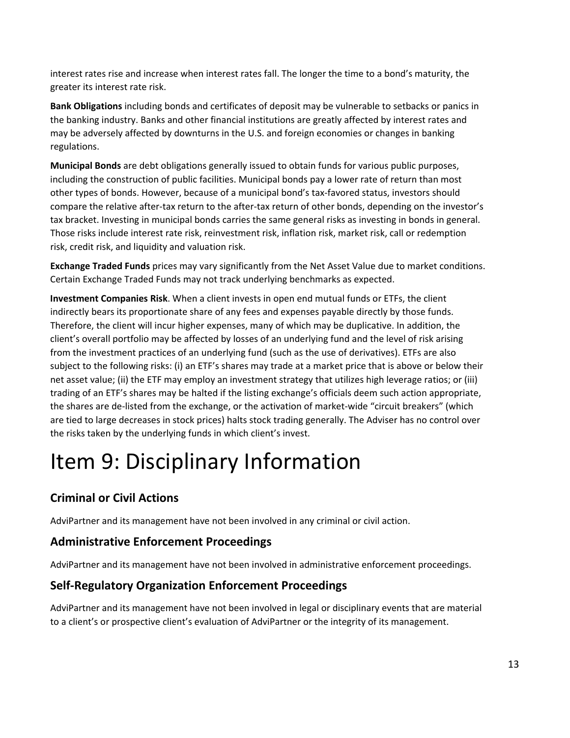interest rates rise and increase when interest rates fall. The longer the time to a bond's maturity, the greater its interest rate risk.

**Bank Obligations** including bonds and certificates of deposit may be vulnerable to setbacks or panics in the banking industry. Banks and other financial institutions are greatly affected by interest rates and may be adversely affected by downturns in the U.S. and foreign economies or changes in banking regulations.

**Municipal Bonds** are debt obligations generally issued to obtain funds for various public purposes, including the construction of public facilities. Municipal bonds pay a lower rate of return than most other types of bonds. However, because of a municipal bond's tax-favored status, investors should compare the relative after-tax return to the after-tax return of other bonds, depending on the investor's tax bracket. Investing in municipal bonds carries the same general risks as investing in bonds in general. Those risks include interest rate risk, reinvestment risk, inflation risk, market risk, call or redemption risk, credit risk, and liquidity and valuation risk.

**Exchange Traded Funds** prices may vary significantly from the Net Asset Value due to market conditions. Certain Exchange Traded Funds may not track underlying benchmarks as expected.

**Investment Companies Risk**. When a client invests in open end mutual funds or ETFs, the client indirectly bears its proportionate share of any fees and expenses payable directly by those funds. Therefore, the client will incur higher expenses, many of which may be duplicative. In addition, the client's overall portfolio may be affected by losses of an underlying fund and the level of risk arising from the investment practices of an underlying fund (such as the use of derivatives). ETFs are also subject to the following risks: (i) an ETF's shares may trade at a market price that is above or below their net asset value; (ii) the ETF may employ an investment strategy that utilizes high leverage ratios; or (iii) trading of an ETF's shares may be halted if the listing exchange's officials deem such action appropriate, the shares are de-listed from the exchange, or the activation of market-wide "circuit breakers" (which are tied to large decreases in stock prices) halts stock trading generally. The Adviser has no control over the risks taken by the underlying funds in which client's invest.

# Item 9: Disciplinary Information

## Criminal or Civil Actions

AdviPartner and its management have not been involved in any criminal or civil action.

## Administrative Enforcement Proceedings

AdviPartner and its management have not been involved in administrative enforcement proceedings.

## Self-Regulatory Organization Enforcement Proceedings

AdviPartner and its management have not been involved in legal or disciplinary events that are material to a client's or prospective client's evaluation of AdviPartner or the integrity of its management.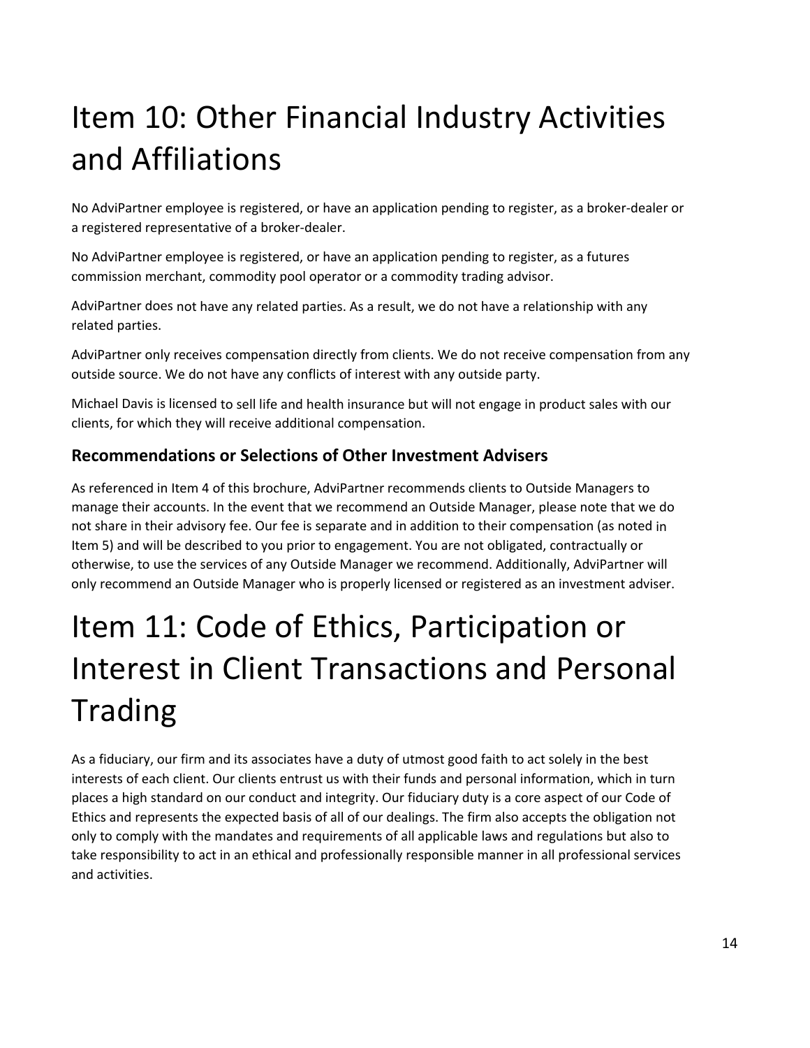# Item 10: Other Financial Industry Activities and Affiliations

No AdviPartner employee is registered, or have an application pending to register, as a broker-dealer or a registered representative of a broker-dealer.

No AdviPartner employee is registered, or have an application pending to register, as a futures commission merchant, commodity pool operator or a commodity trading advisor.

AdviPartner does not have any related parties. As a result, we do not have a relationship with any related parties.

AdviPartner only receives compensation directly from clients. We do not receive compensation from any outside source. We do not have any conflicts of interest with any outside party.

Michael Davis is licensed to sell life and health insurance but will not engage in product sales with our clients, for which they will receive additional compensation.

### Recommendations or Selections of Other Investment Advisers

As referenced in Item 4 of this brochure, AdviPartner recommends clients to Outside Managers to manage their accounts. In the event that we recommend an Outside Manager, please note that we do not share in their advisory fee. Our fee is separate and in addition to their compensation (as noted in Item 5) and will be described to you prior to engagement. You are not obligated, contractually or otherwise, to use the services of any Outside Manager we recommend. Additionally, AdviPartner will only recommend an Outside Manager who is properly licensed or registered as an investment adviser.

# Item 11: Code of Ethics, Participation or Interest in Client Transactions and Personal Trading

As a fiduciary, our firm and its associates have a duty of utmost good faith to act solely in the best interests of each client. Our clients entrust us with their funds and personal information, which in turn places a high standard on our conduct and integrity. Our fiduciary duty is a core aspect of our Code of Ethics and represents the expected basis of all of our dealings. The firm also accepts the obligation not only to comply with the mandates and requirements of all applicable laws and regulations but also to take responsibility to act in an ethical and professionally responsible manner in all professional services and activities.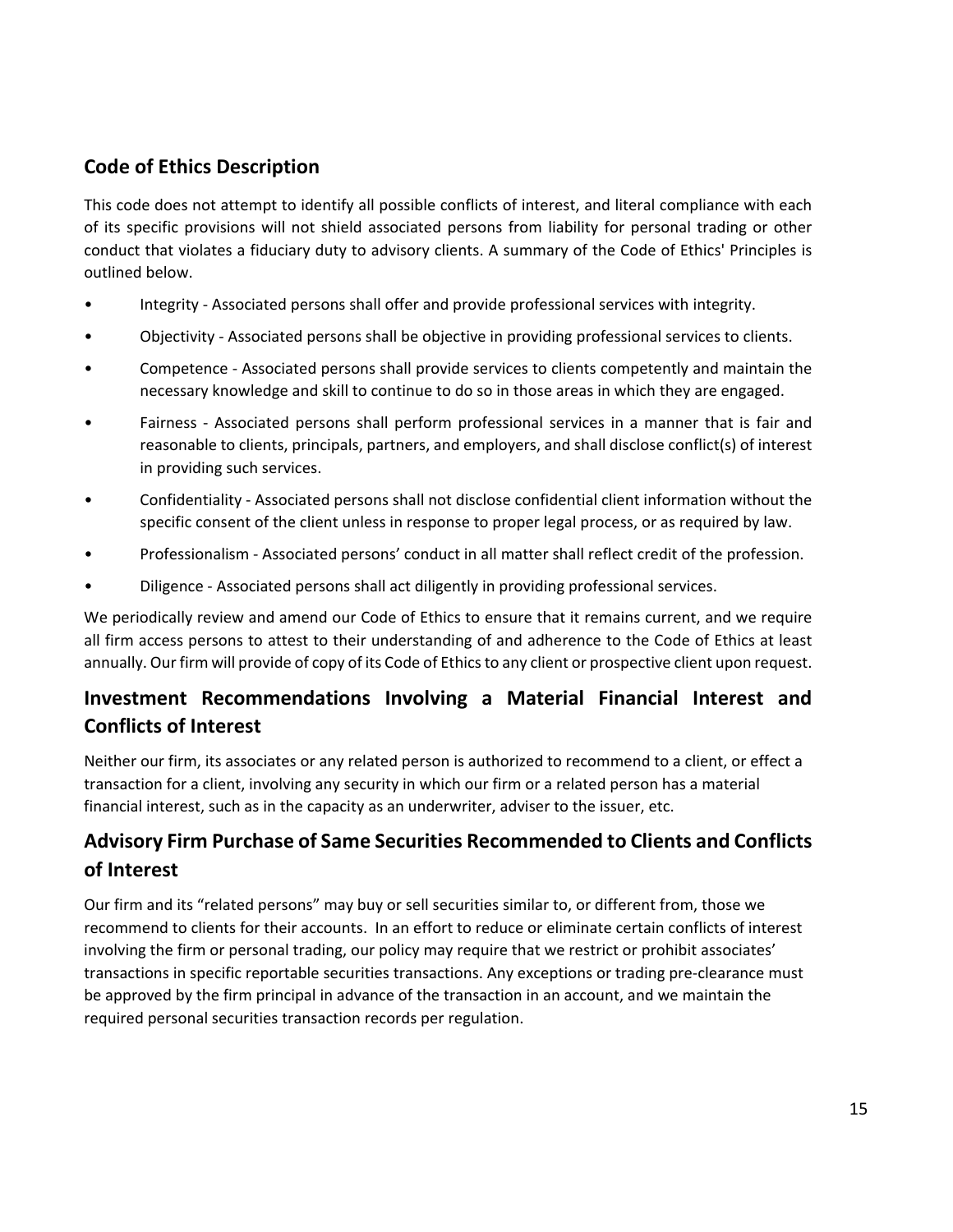## Code of Ethics Description

This code does not attempt to identify all possible conflicts of interest, and literal compliance with each of its specific provisions will not shield associated persons from liability for personal trading or other conduct that violates a fiduciary duty to advisory clients. A summary of the Code of Ethics' Principles is outlined below.

- Integrity - Associated persons shall offer and provide professional services with integrity.
- Objectivity - Associated persons shall be objective in providing professional services to clients.
- Competence - Associated persons shall provide services to clients competently and maintain the necessary knowledge and skill to continue to do so in those areas in which they are engaged.
- Fairness - Associated persons shall perform professional services in a manner that is fair and reasonable to clients, principals, partners, and employers, and shall disclose conflict(s) of interest in providing such services.
- Confidentiality - Associated persons shall not disclose confidential client information without the specific consent of the client unless in response to proper legal process, or as required by law.
- Professionalism - Associated persons' conduct in all matter shall reflect credit of the profession.
- Diligence - Associated persons shall act diligently in providing professional services.

We periodically review and amend our Code of Ethics to ensure that it remains current, and we require all firm access persons to attest to their understanding of and adherence to the Code of Ethics at least annually. Our firm will provide of copy of its Code of Ethics to any client or prospective client upon request.

## Investment Recommendations Involving a Material Financial Interest and Conflicts of Interest

Neither our firm, its associates or any related person is authorized to recommend to a client, or effect a transaction for a client, involving any security in which our firm or a related person has a material financial interest, such as in the capacity as an underwriter, adviser to the issuer, etc.

## Advisory Firm Purchase of Same Securities Recommended to Clients and Conflicts of Interest

Our firm and its "related persons" may buy or sell securities similar to, or different from, those we recommend to clients for their accounts. In an effort to reduce or eliminate certain conflicts of interest involving the firm or personal trading, our policy may require that we restrict or prohibit associates' transactions in specific reportable securities transactions. Any exceptions or trading pre-clearance must be approved by the firm principal in advance of the transaction in an account, and we maintain the required personal securities transaction records per regulation.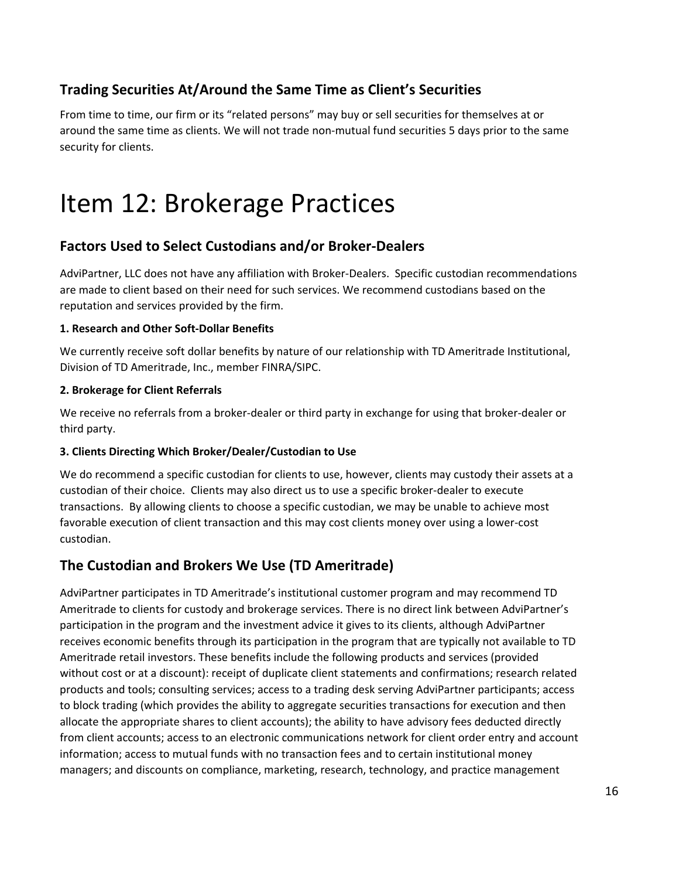### Trading Securities At/Around the Same Time as Client's Securities

From time to time, our firm or its "related persons" may buy or sell securities for themselves at or around the same time as clients. We will not trade non-mutual fund securities 5 days prior to the same security for clients.

# Item 12: Brokerage Practices

### Factors Used to Select Custodians and/or Broker-Dealers

AdviPartner, LLC does not have any affiliation with Broker-Dealers. Specific custodian recommendations are made to client based on their need for such services. We recommend custodians based on the reputation and services provided by the firm.

**1. Research and Other Soft-Dollar Benefits**

We currently receive soft dollar benefits by nature of our relationship with TD Ameritrade Institutional, Division of TD Ameritrade, Inc., member FINRA/SIPC.

**2. Brokerage for Client Referrals**

We receive no referrals from a broker-dealer or third party in exchange for using that broker-dealer or third party.

**3. Clients Directing Which Broker/Dealer/Custodian to Use**

We do recommend a specific custodian for clients to use, however, clients may custody their assets at a custodian of their choice. Clients may also direct us to use a specific broker-dealer to execute transactions. By allowing clients to choose a specific custodian, we may be unable to achieve most favorable execution of client transaction and this may cost clients money over using a lower-cost custodian.

### The Custodian and Brokers We Use (TD Ameritrade)

AdviPartner participates in TD Ameritrade's institutional customer program and may recommend TD Ameritrade to clients for custody and brokerage services. There is no direct link between AdviPartner's participation in the program and the investment advice it gives to its clients, although AdviPartner receives economic benefits through its participation in the program that are typically not available to TD Ameritrade retail investors. These benefits include the following products and services (provided without cost or at a discount): receipt of duplicate client statements and confirmations; research related products and tools; consulting services; access to a trading desk serving AdviPartner participants; access to block trading (which provides the ability to aggregate securities transactions for execution and then allocate the appropriate shares to client accounts); the ability to have advisory fees deducted directly from client accounts; access to an electronic communications network for client order entry and account information; access to mutual funds with no transaction fees and to certain institutional money managers; and discounts on compliance, marketing, research, technology, and practice management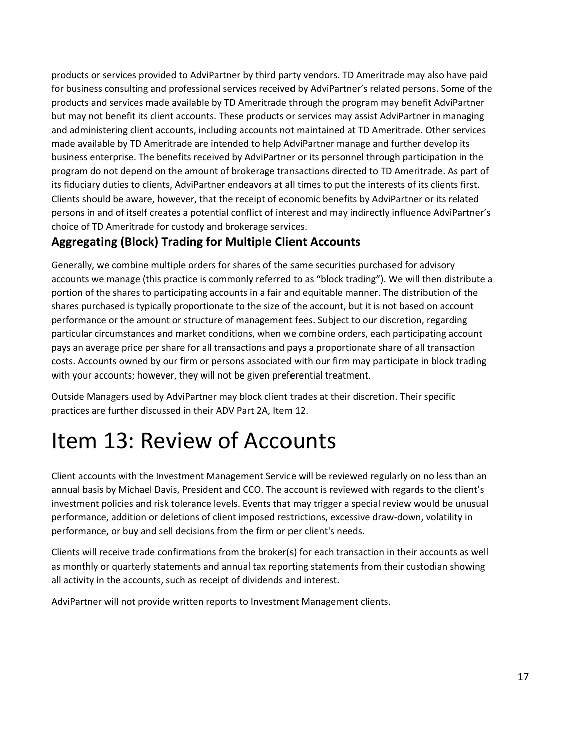products or services provided to AdviPartner by third party vendors. TD Ameritrade may also have paid for business consulting and professional services received by AdviPartner's related persons. Some of the products and services made available by TD Ameritrade through the program may benefit AdviPartner but may not benefit its client accounts. These products or services may assist AdviPartner in managing and administering client accounts, including accounts not maintained at TD Ameritrade. Other services made available by TD Ameritrade are intended to help AdviPartner manage and further develop its business enterprise. The benefits received by AdviPartner or its personnel through participation in the program do not depend on the amount of brokerage transactions directed to TD Ameritrade. As part of its fiduciary duties to clients, AdviPartner endeavors at all times to put the interests of its clients first. Clients should be aware, however, that the receipt of economic benefits by AdviPartner or its related persons in and of itself creates a potential conflict of interest and may indirectly influence AdviPartner's choice of TD Ameritrade for custody and brokerage services.

## Aggregating (Block) Trading for Multiple Client Accounts

Generally, we combine multiple orders for shares of the same securities purchased for advisory accounts we manage (this practice is commonly referred to as "block trading"). We will then distribute a portion of the shares to participating accounts in a fair and equitable manner. The distribution of the shares purchased is typically proportionate to the size of the account, but it is not based on account performance or the amount or structure of management fees. Subject to our discretion, regarding particular circumstances and market conditions, when we combine orders, each participating account pays an average price per share for all transactions and pays a proportionate share of all transaction costs. Accounts owned by our firm or persons associated with our firm may participate in block trading with your accounts; however, they will not be given preferential treatment.

Outside Managers used by AdviPartner may block client trades at their discretion. Their specific practices are further discussed in their ADV Part 2A, Item 12.

# Item 13: Review of Accounts

Client accounts with the Investment Management Service will be reviewed regularly on no less than an annual basis by Michael Davis, President and CCO. The account is reviewed with regards to the client's investment policies and risk tolerance levels. Events that may trigger a special review would be unusual performance, addition or deletions of client imposed restrictions, excessive draw-down, volatility in performance, or buy and sell decisions from the firm or per client's needs.

Clients will receive trade confirmations from the broker(s) for each transaction in their accounts as well as monthly or quarterly statements and annual tax reporting statements from their custodian showing all activity in the accounts, such as receipt of dividends and interest.

AdviPartner will not provide written reports to Investment Management clients.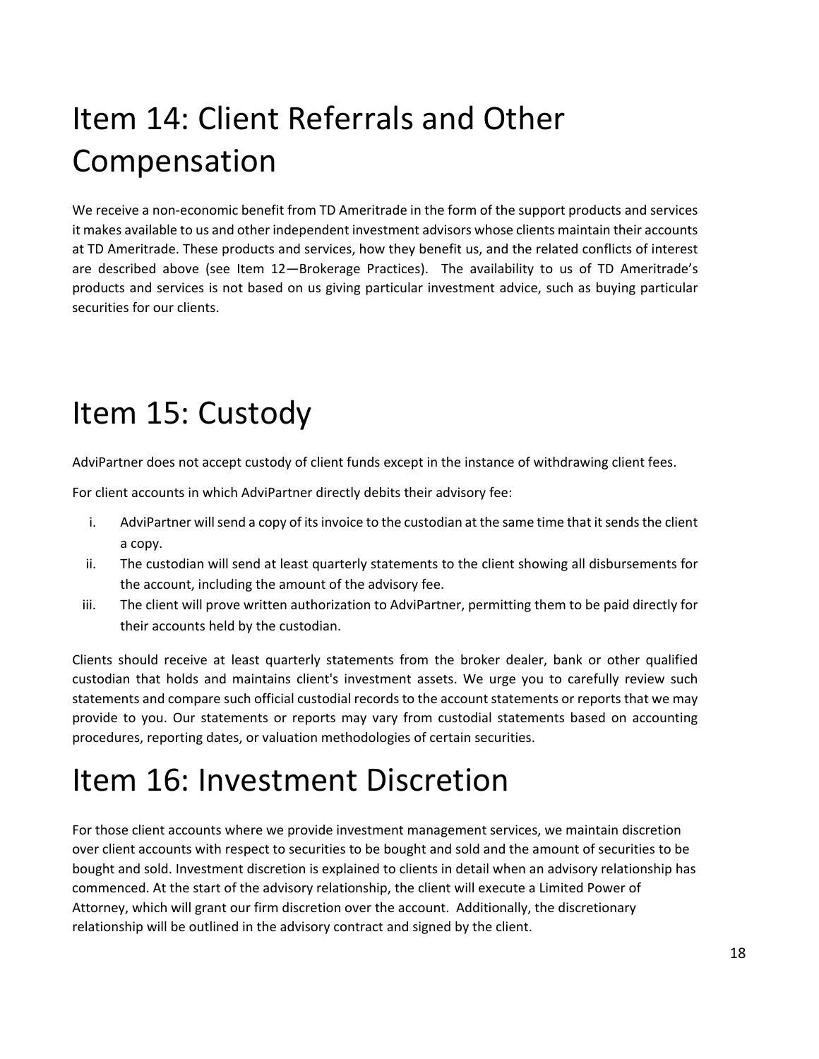# Item 14: Client Referrals and Other Compensation

We receive a non-economic benefit from TD Ameritrade in the form of the support products and services it makes available to us and other independent investment advisors whose clients maintain their accounts at TD Ameritrade. These products and services, how they benefit us, and the related conflicts of interest are described above (see Item 12—Brokerage Practices). The availability to us of TD Ameritrade's products and services is not based on us giving particular investment advice, such as buying particular securities for our clients.

# Item 15: Custody

AdviPartner does not accept custody of client funds except in the instance of withdrawing client fees.

For client accounts in which AdviPartner directly debits their advisory fee:

i. AdviPartner will send a copy of its invoice to the custodian at the same time that it sends the client a copy.
ii. The custodian will send at least quarterly statements to the client showing all disbursements for the account, including the amount of the advisory fee.
iii. The client will prove written authorization to AdviPartner, permitting them to be paid directly for their accounts held by the custodian.

Clients should receive at least quarterly statements from the broker dealer, bank or other qualified custodian that holds and maintains client's investment assets. We urge you to carefully review such statements and compare such official custodial records to the account statements or reports that we may provide to you. Our statements or reports may vary from custodial statements based on accounting procedures, reporting dates, or valuation methodologies of certain securities.

# Item 16: Investment Discretion

For those client accounts where we provide investment management services, we maintain discretion over client accounts with respect to securities to be bought and sold and the amount of securities to be bought and sold. Investment discretion is explained to clients in detail when an advisory relationship has commenced. At the start of the advisory relationship, the client will execute a Limited Power of Attorney, which will grant our firm discretion over the account. Additionally, the discretionary relationship will be outlined in the advisory contract and signed by the client.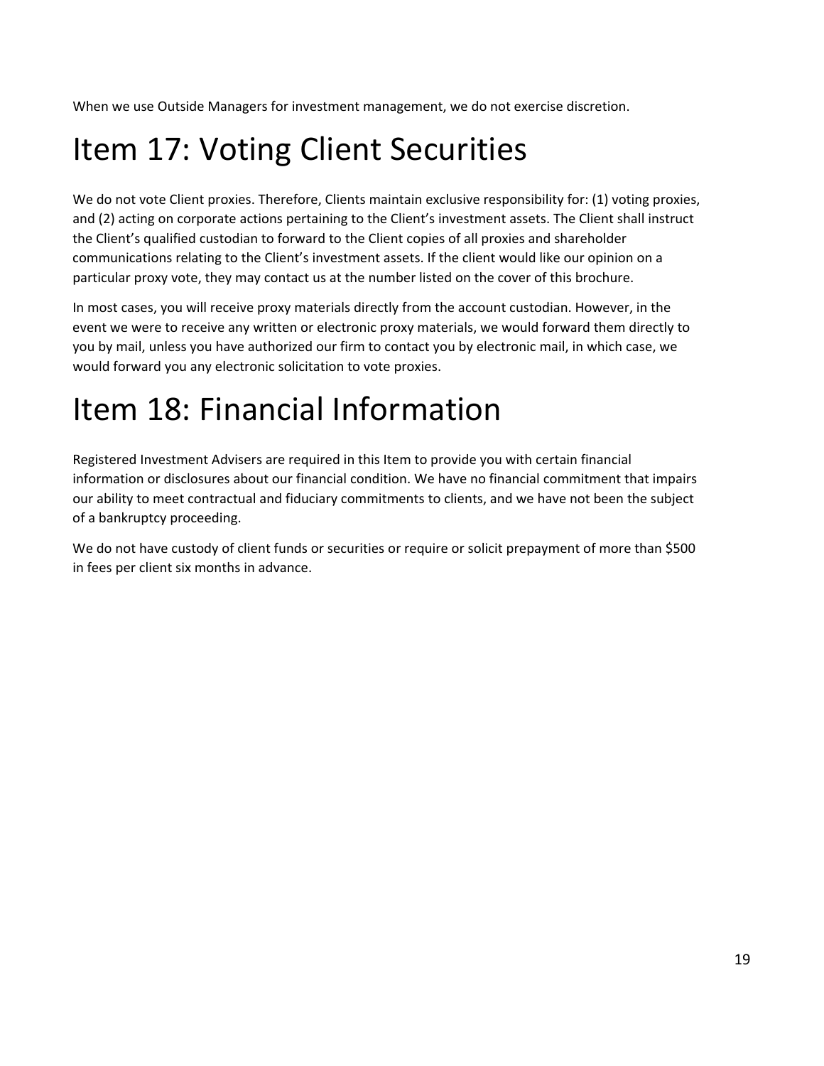When we use Outside Managers for investment management, we do not exercise discretion.

# Item 17: Voting Client Securities

We do not vote Client proxies. Therefore, Clients maintain exclusive responsibility for: (1) voting proxies, and (2) acting on corporate actions pertaining to the Client's investment assets. The Client shall instruct the Client's qualified custodian to forward to the Client copies of all proxies and shareholder communications relating to the Client's investment assets. If the client would like our opinion on a particular proxy vote, they may contact us at the number listed on the cover of this brochure.

In most cases, you will receive proxy materials directly from the account custodian. However, in the event we were to receive any written or electronic proxy materials, we would forward them directly to you by mail, unless you have authorized our firm to contact you by electronic mail, in which case, we would forward you any electronic solicitation to vote proxies.

# Item 18: Financial Information

Registered Investment Advisers are required in this Item to provide you with certain financial information or disclosures about our financial condition. We have no financial commitment that impairs our ability to meet contractual and fiduciary commitments to clients, and we have not been the subject of a bankruptcy proceeding.

We do not have custody of client funds or securities or require or solicit prepayment of more than $500 in fees per client six months in advance.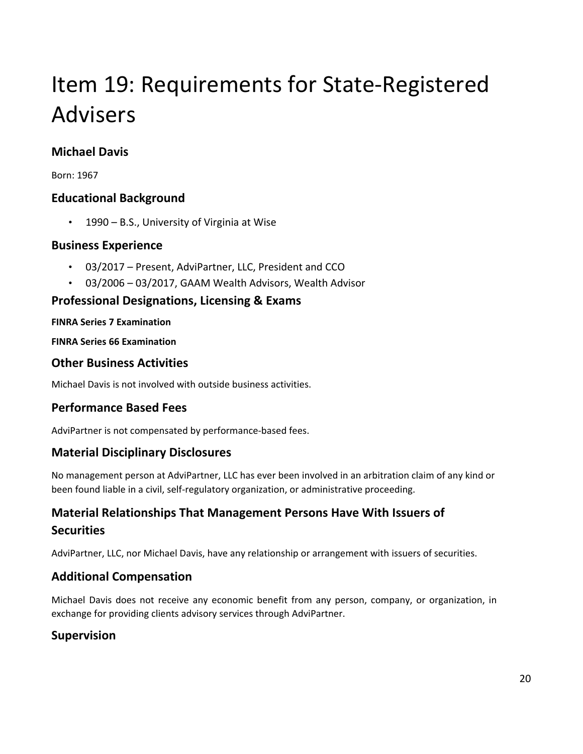# Item 19: Requirements for State-Registered Advisers

## Michael Davis

Born: 1967

### Educational Background

- 1990 – B.S., University of Virginia at Wise

### Business Experience

- 03/2017 – Present, AdviPartner, LLC, President and CCO
- 03/2006 – 03/2017, GAAM Wealth Advisors, Wealth Advisor

### Professional Designations, Licensing & Exams

**FINRA Series 7 Examination**

**FINRA Series 66 Examination**

### Other Business Activities

Michael Davis is not involved with outside business activities.

### Performance Based Fees

AdviPartner is not compensated by performance-based fees.

### Material Disciplinary Disclosures

No management person at AdviPartner, LLC has ever been involved in an arbitration claim of any kind or been found liable in a civil, self-regulatory organization, or administrative proceeding.

### Material Relationships That Management Persons Have With Issuers of Securities

AdviPartner, LLC, nor Michael Davis, have any relationship or arrangement with issuers of securities.

### Additional Compensation

Michael Davis does not receive any economic benefit from any person, company, or organization, in exchange for providing clients advisory services through AdviPartner.

### Supervision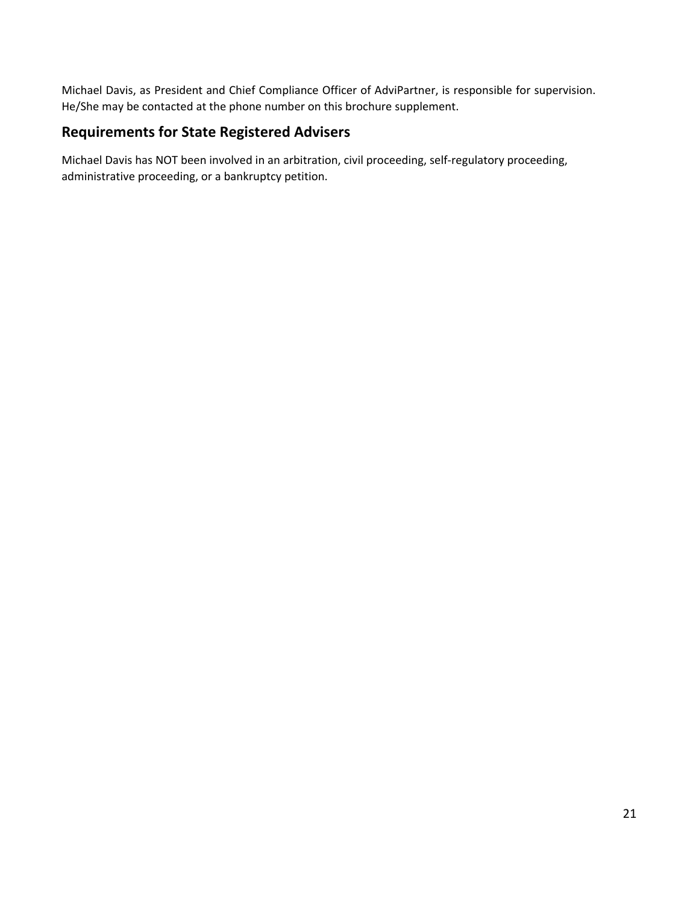Michael Davis, as President and Chief Compliance Officer of AdviPartner, is responsible for supervision. He/She may be contacted at the phone number on this brochure supplement.

## Requirements for State Registered Advisers

Michael Davis has NOT been involved in an arbitration, civil proceeding, self-regulatory proceeding, administrative proceeding, or a bankruptcy petition.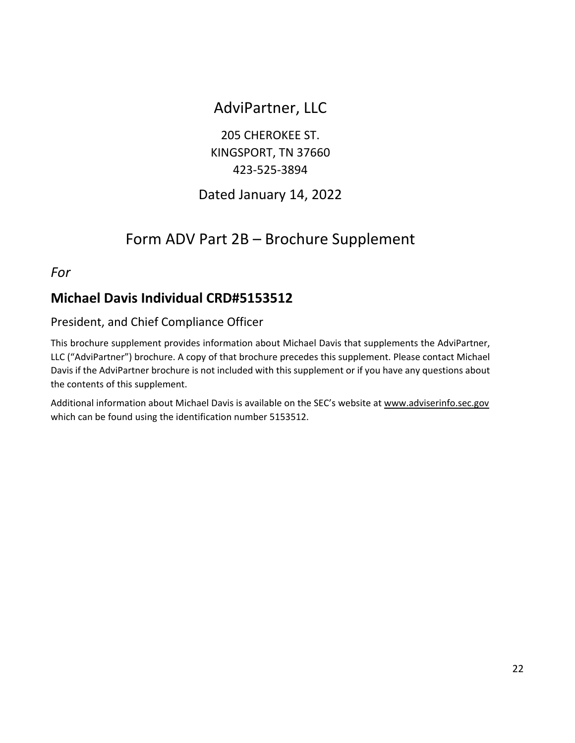# AdviPartner, LLC

205 CHEROKEE ST.
KINGSPORT, TN 37660
423-525-3894

Dated January 14, 2022

# Form ADV Part 2B – Brochure Supplement

*For*

## Michael Davis Individual CRD#5153512

President, and Chief Compliance Officer

This brochure supplement provides information about Michael Davis that supplements the AdviPartner, LLC ("AdviPartner") brochure. A copy of that brochure precedes this supplement. Please contact Michael Davis if the AdviPartner brochure is not included with this supplement or if you have any questions about the contents of this supplement.

Additional information about Michael Davis is available on the SEC's website at www.adviserinfo.sec.gov which can be found using the identification number 5153512.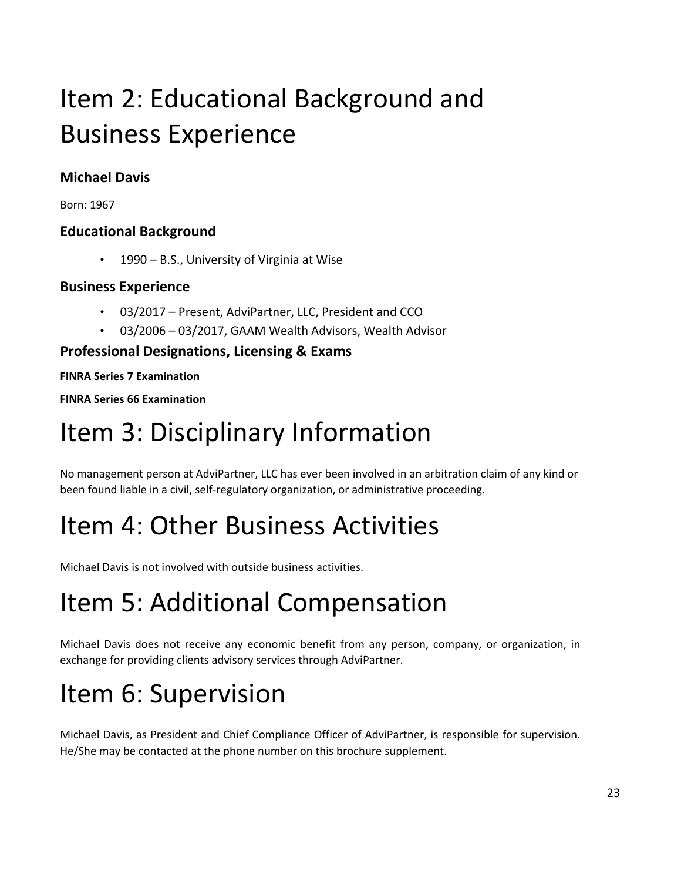# Item 2: Educational Background and Business Experience

### Michael Davis

Born: 1967

### Educational Background

- 1990 – B.S., University of Virginia at Wise

### Business Experience

- 03/2017 – Present, AdviPartner, LLC, President and CCO
- 03/2006 – 03/2017, GAAM Wealth Advisors, Wealth Advisor

### Professional Designations, Licensing & Exams

**FINRA Series 7 Examination**

**FINRA Series 66 Examination**

# Item 3: Disciplinary Information

No management person at AdviPartner, LLC has ever been involved in an arbitration claim of any kind or been found liable in a civil, self-regulatory organization, or administrative proceeding.

# Item 4: Other Business Activities

Michael Davis is not involved with outside business activities.

# Item 5: Additional Compensation

Michael Davis does not receive any economic benefit from any person, company, or organization, in exchange for providing clients advisory services through AdviPartner.

# Item 6: Supervision

Michael Davis, as President and Chief Compliance Officer of AdviPartner, is responsible for supervision. He/She may be contacted at the phone number on this brochure supplement.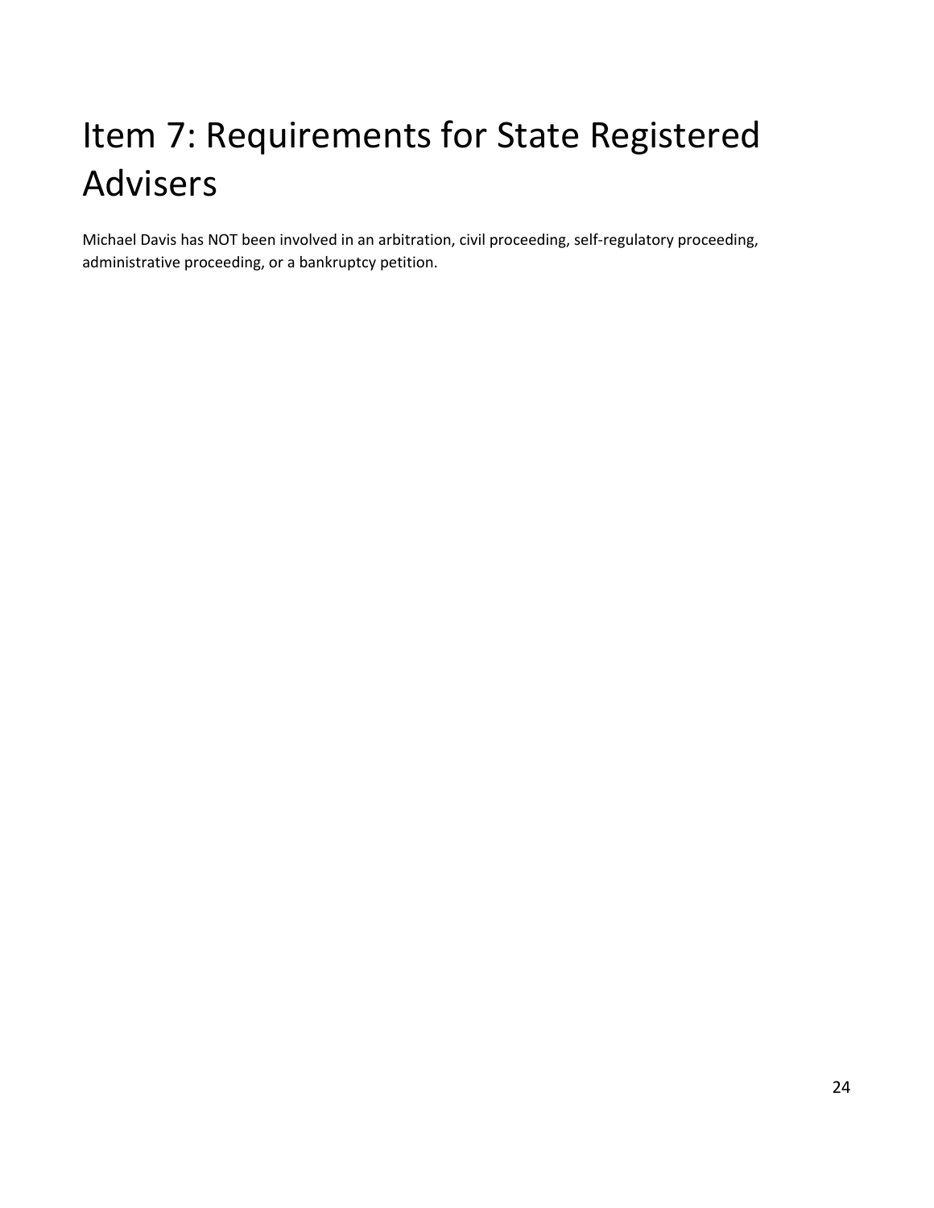# Item 7: Requirements for State Registered Advisers

Michael Davis has NOT been involved in an arbitration, civil proceeding, self-regulatory proceeding, administrative proceeding, or a bankruptcy petition.